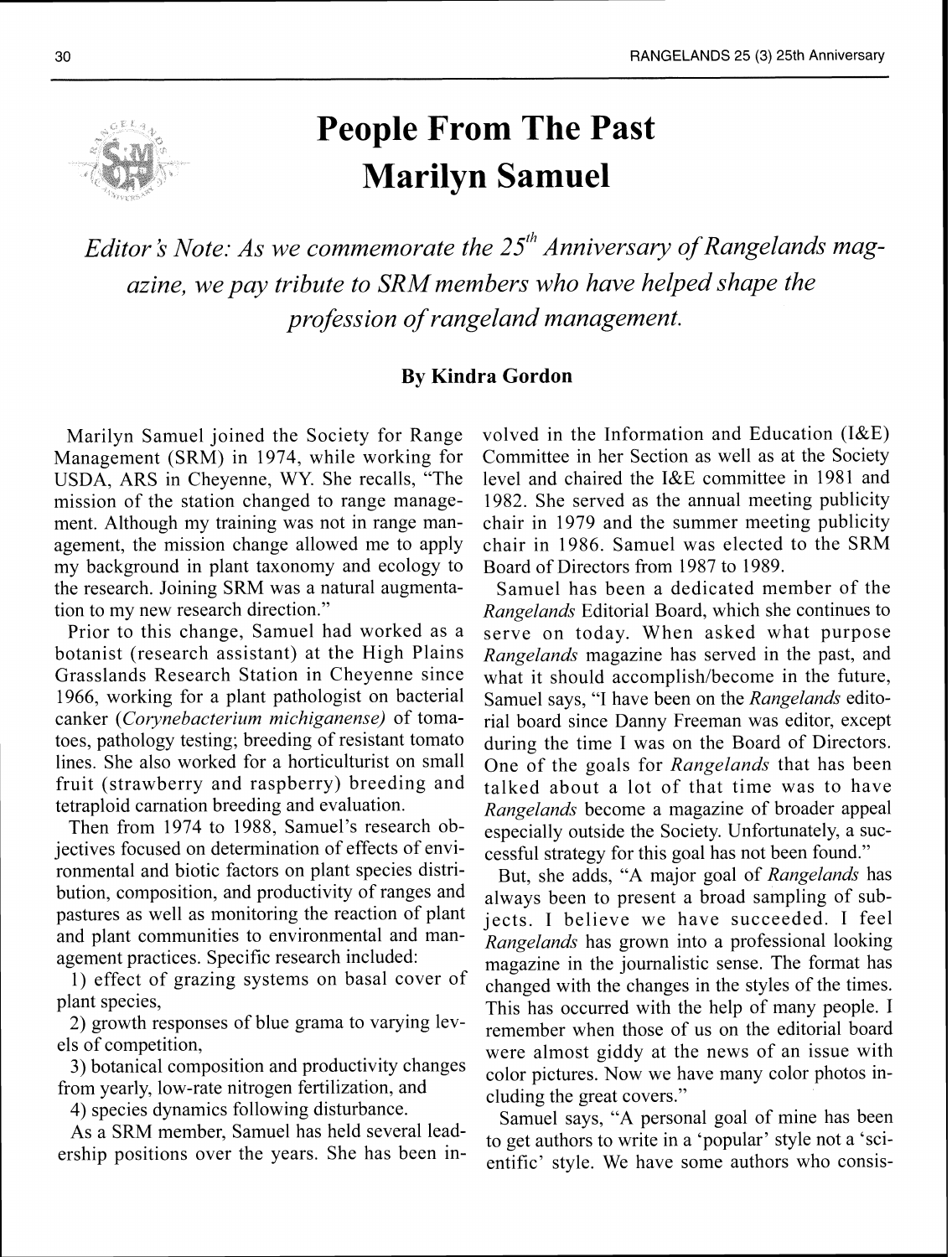# People From The Past
# Marilyn Samuel

*Editor's Note: As we commemorate the 25th Anniversary of Rangelands magazine, we pay tribute to SRM members who have helped shape the profession of rangeland management.*

**By Kindra Gordon**

Marilyn Samuel joined the Society for Range Management (SRM) in 1974, while working for USDA, ARS in Cheyenne, WY. She recalls, "The mission of the station changed to range management. Although my training was not in range management, the mission change allowed me to apply my background in plant taxonomy and ecology to the research. Joining SRM was a natural augmentation to my new research direction."

Prior to this change, Samuel had worked as a botanist (research assistant) at the High Plains Grasslands Research Station in Cheyenne since 1966, working for a plant pathologist on bacterial canker (*Corynebacterium michiganense*) of tomatoes, pathology testing; breeding of resistant tomato lines. She also worked for a horticulturist on small fruit (strawberry and raspberry) breeding and tetraploid carnation breeding and evaluation.

Then from 1974 to 1988, Samuel's research objectives focused on determination of effects of environmental and biotic factors on plant species distribution, composition, and productivity of ranges and pastures as well as monitoring the reaction of plant and plant communities to environmental and management practices. Specific research included:

1) effect of grazing systems on basal cover of plant species,

2) growth responses of blue grama to varying levels of competition,

3) botanical composition and productivity changes from yearly, low-rate nitrogen fertilization, and

4) species dynamics following disturbance.

As a SRM member, Samuel has held several leadership positions over the years. She has been involved in the Information and Education (I&E) Committee in her Section as well as at the Society level and chaired the I&E committee in 1981 and 1982. She served as the annual meeting publicity chair in 1979 and the summer meeting publicity chair in 1986. Samuel was elected to the SRM Board of Directors from 1987 to 1989.

Samuel has been a dedicated member of the *Rangelands* Editorial Board, which she continues to serve on today. When asked what purpose *Rangelands* magazine has served in the past, and what it should accomplish/become in the future, Samuel says, "I have been on the *Rangelands* editorial board since Danny Freeman was editor, except during the time I was on the Board of Directors. One of the goals for *Rangelands* that has been talked about a lot of that time was to have *Rangelands* become a magazine of broader appeal especially outside the Society. Unfortunately, a successful strategy for this goal has not been found."

But, she adds, "A major goal of *Rangelands* has always been to present a broad sampling of subjects. I believe we have succeeded. I feel *Rangelands* has grown into a professional looking magazine in the journalistic sense. The format has changed with the changes in the styles of the times. This has occurred with the help of many people. I remember when those of us on the editorial board were almost giddy at the news of an issue with color pictures. Now we have many color photos including the great covers."

Samuel says, "A personal goal of mine has been to get authors to write in a 'popular' style not a 'scientific' style. We have some authors who consis-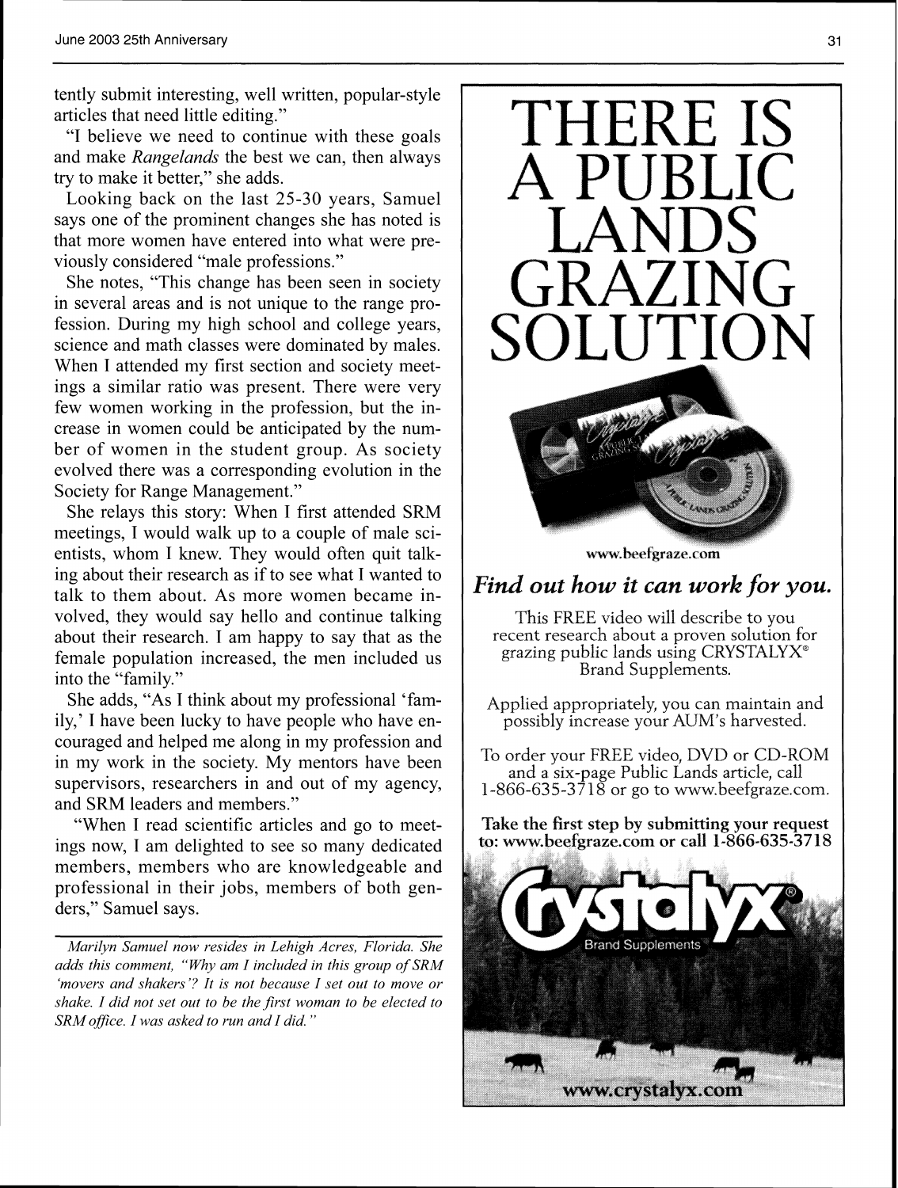tently submit interesting, well written, popular-style articles that need little editing."

"I believe we need to continue with these goals and make *Rangelands* the best we can, then always try to make it better," she adds.

Looking back on the last 25-30 years, Samuel says one of the prominent changes she has noted is that more women have entered into what were previously considered "male professions."

She notes, "This change has been seen in society in several areas and is not unique to the range profession. During my high school and college years, science and math classes were dominated by males. When I attended my first section and society meetings a similar ratio was present. There were very few women working in the profession, but the increase in women could be anticipated by the number of women in the student group. As society evolved there was a corresponding evolution in the Society for Range Management."

She relays this story: When I first attended SRM meetings, I would walk up to a couple of male scientists, whom I knew. They would often quit talking about their research as if to see what I wanted to talk to them about. As more women became involved, they would say hello and continue talking about their research. I am happy to say that as the female population increased, the men included us into the "family."

She adds, "As I think about my professional 'family,' I have been lucky to have people who have encouraged and helped me along in my profession and in my work in the society. My mentors have been supervisors, researchers in and out of my agency, and SRM leaders and members."

"When I read scientific articles and go to meetings now, I am delighted to see so many dedicated members, members who are knowledgeable and professional in their jobs, members of both genders," Samuel says.

*Marilyn Samuel now resides in Lehigh Acres, Florida. She adds this comment, "Why am I included in this group of SRM 'movers and shakers'? It is not because I set out to move or shake. I did not set out to be the first woman to be elected to SRM office. I was asked to run and I did."*

# THERE IS A PUBLIC LANDS GRAZING SOLUTION

www.beefgraze.com

### *Find out how it can work for you.*

This FREE video will describe to you recent research about a proven solution for grazing public lands using CRYSTALYX® Brand Supplements.

Applied appropriately, you can maintain and possibly increase your AUM's harvested.

To order your FREE video, DVD or CD-ROM and a six-page Public Lands article, call 1-866-635-3718 or go to www.beefgraze.com.

**Take the first step by submitting your request to: www.beefgraze.com or call 1-866-635-3718**

Crystalyx® Brand Supplements

www.crystalyx.com